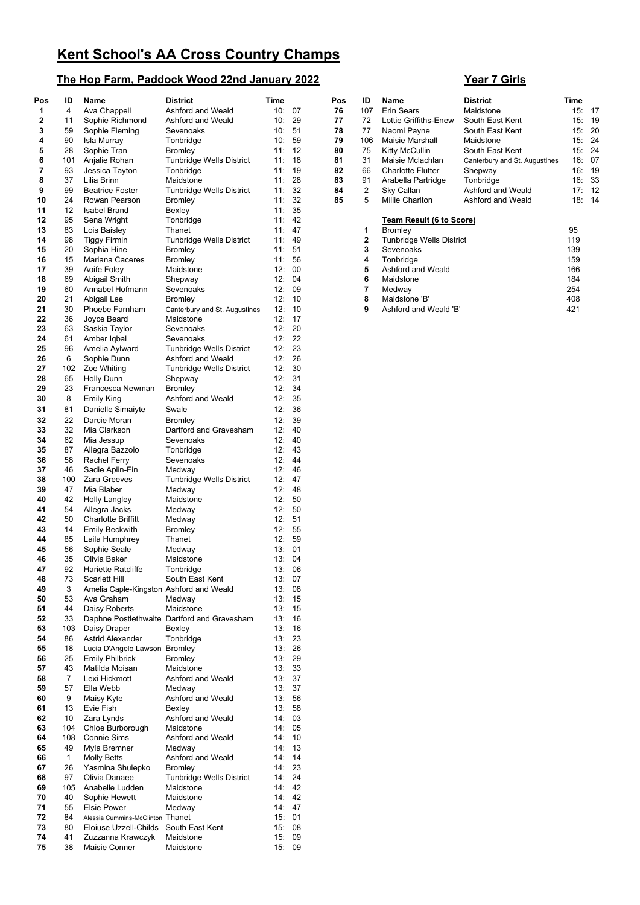# Kent School's AA Cross Country Champs

## The Hop Farm, Paddock Wood 22nd January 2022

## Year 7 Girls

| Pos | ID | Name | District | Time |
|---|---|---|---|---|
| 1 | 4 | Ava Chappell | Ashford and Weald | 10: 07 |
| 2 | 11 | Sophie Richmond | Ashford and Weald | 10: 29 |
| 3 | 59 | Sophie Fleming | Sevenoaks | 10: 51 |
| 4 | 90 | Isla Murray | Tonbridge | 10: 59 |
| 5 | 28 | Sophie Tran | Bromley | 11: 12 |
| 6 | 101 | Anjalie Rohan | Tunbridge Wells District | 11: 18 |
| 7 | 93 | Jessica Tayton | Tonbridge | 11: 19 |
| 8 | 37 | Lilia Brinn | Maidstone | 11: 28 |
| 9 | 99 | Beatrice Foster | Tunbridge Wells District | 11: 32 |
| 10 | 24 | Rowan Pearson | Bromley | 11: 32 |
| 11 | 12 | Isabel Brand | Bexley | 11: 35 |
| 12 | 95 | Sena Wright | Tonbridge | 11: 42 |
| 13 | 83 | Lois Baisley | Thanet | 11: 47 |
| 14 | 98 | Tiggy Firmin | Tunbridge Wells District | 11: 49 |
| 15 | 20 | Sophia Hine | Bromley | 11: 51 |
| 16 | 15 | Mariana Caceres | Bromley | 11: 56 |
| 17 | 39 | Aoife Foley | Maidstone | 12: 00 |
| 18 | 69 | Abigail Smith | Shepway | 12: 04 |
| 19 | 60 | Annabel Hofmann | Sevenoaks | 12: 09 |
| 20 | 21 | Abigail Lee | Bromley | 12: 10 |
| 21 | 30 | Phoebe Farnham | Canterbury and St. Augustines | 12: 10 |
| 22 | 36 | Joyce Beard | Maidstone | 12: 17 |
| 23 | 63 | Saskia Taylor | Sevenoaks | 12: 20 |
| 24 | 61 | Amber Iqbal | Sevenoaks | 12: 22 |
| 25 | 96 | Amelia Aylward | Tunbridge Wells District | 12: 23 |
| 26 | 6 | Sophie Dunn | Ashford and Weald | 12: 26 |
| 27 | 102 | Zoe Whiting | Tunbridge Wells District | 12: 30 |
| 28 | 65 | Holly Dunn | Shepway | 12: 31 |
| 29 | 23 | Francesca Newman | Bromley | 12: 34 |
| 30 | 8 | Emily King | Ashford and Weald | 12: 35 |
| 31 | 81 | Danielle Simaiyte | Swale | 12: 36 |
| 32 | 22 | Darcie Moran | Bromley | 12: 39 |
| 33 | 32 | Mia Clarkson | Dartford and Gravesham | 12: 40 |
| 34 | 62 | Mia Jessup | Sevenoaks | 12: 40 |
| 35 | 87 | Allegra Bazzolo | Tonbridge | 12: 43 |
| 36 | 58 | Rachel Ferry | Sevenoaks | 12: 44 |
| 37 | 46 | Sadie Aplin-Fin | Medway | 12: 46 |
| 38 | 100 | Zara Greeves | Tunbridge Wells District | 12: 47 |
| 39 | 47 | Mia Blaber | Medway | 12: 48 |
| 40 | 42 | Holly Langley | Maidstone | 12: 50 |
| 41 | 54 | Allegra Jacks | Medway | 12: 50 |
| 42 | 50 | Charlotte Briffitt | Medway | 12: 51 |
| 43 | 14 | Emily Beckwith | Bromley | 12: 55 |
| 44 | 85 | Laila Humphrey | Thanet | 12: 59 |
| 45 | 56 | Sophie Seale | Medway | 13: 01 |
| 46 | 35 | Olivia Baker | Maidstone | 13: 04 |
| 47 | 92 | Hariette Ratcliffe | Tonbridge | 13: 06 |
| 48 | 73 | Scarlett Hill | South East Kent | 13: 07 |
| 49 | 3 | Amelia Caple-Kingston | Ashford and Weald | 13: 08 |
| 50 | 53 | Ava Graham | Medway | 13: 15 |
| 51 | 44 | Daisy Roberts | Maidstone | 13: 15 |
| 52 | 33 | Daphne Postlethwaite | Dartford and Gravesham | 13: 16 |
| 53 | 103 | Daisy Draper | Bexley | 13: 16 |
| 54 | 86 | Astrid Alexander | Tonbridge | 13: 23 |
| 55 | 18 | Lucia D'Angelo Lawson | Bromley | 13: 26 |
| 56 | 25 | Emily Philbrick | Bromley | 13: 29 |
| 57 | 43 | Matilda Moisan | Maidstone | 13: 33 |
| 58 | 7 | Lexi Hickmott | Ashford and Weald | 13: 37 |
| 59 | 57 | Ella Webb | Medway | 13: 37 |
| 60 | 9 | Maisy Kyte | Ashford and Weald | 13: 56 |
| 61 | 13 | Evie Fish | Bexley | 13: 58 |
| 62 | 10 | Zara Lynds | Ashford and Weald | 14: 03 |
| 63 | 104 | Chloe Burborough | Maidstone | 14: 05 |
| 64 | 108 | Connie Sims | Ashford and Weald | 14: 10 |
| 65 | 49 | Myla Bremner | Medway | 14: 13 |
| 66 | 1 | Molly Betts | Ashford and Weald | 14: 14 |
| 67 | 26 | Yasmina Shulepko | Bromley | 14: 23 |
| 68 | 97 | Olivia Danaee | Tunbridge Wells District | 14: 24 |
| 69 | 105 | Anabelle Ludden | Maidstone | 14: 42 |
| 70 | 40 | Sophie Hewett | Maidstone | 14: 42 |
| 71 | 55 | Elsie Power | Medway | 14: 47 |
| 72 | 84 | Alessia Cummins-McClinton | Thanet | 15: 01 |
| 73 | 80 | Eloiuse Uzzell-Childs | South East Kent | 15: 08 |
| 74 | 41 | Zuzzanna Krawczyk | Maidstone | 15: 09 |
| 75 | 38 | Maisie Conner | Maidstone | 15: 09 |
| 76 | 107 | Erin Sears | Maidstone | 15: 17 |
| 77 | 72 | Lottie Griffiths-Enew | South East Kent | 15: 19 |
| 78 | 77 | Naomi Payne | South East Kent | 15: 20 |
| 79 | 106 | Maisie Marshall | Maidstone | 15: 24 |
| 80 | 75 | Kitty McCullin | South East Kent | 15: 24 |
| 81 | 31 | Maisie Mclachlan | Canterbury and St. Augustines | 16: 07 |
| 82 | 66 | Charlotte Flutter | Shepway | 16: 19 |
| 83 | 91 | Arabella Partridge | Tonbridge | 16: 33 |
| 84 | 2 | Sky Callan | Ashford and Weald | 17: 12 |
| 85 | 5 | Millie Charlton | Ashford and Weald | 18: 14 |

**Team Result (6 to Score)**

| Pos | District | Points |
|---|---|---|
| 1 | Bromley | 95 |
| 2 | Tunbridge Wells District | 119 |
| 3 | Sevenoaks | 139 |
| 4 | Tonbridge | 159 |
| 5 | Ashford and Weald | 166 |
| 6 | Maidstone | 184 |
| 7 | Medway | 254 |
| 8 | Maidstone 'B' | 408 |
| 9 | Ashford and Weald 'B' | 421 |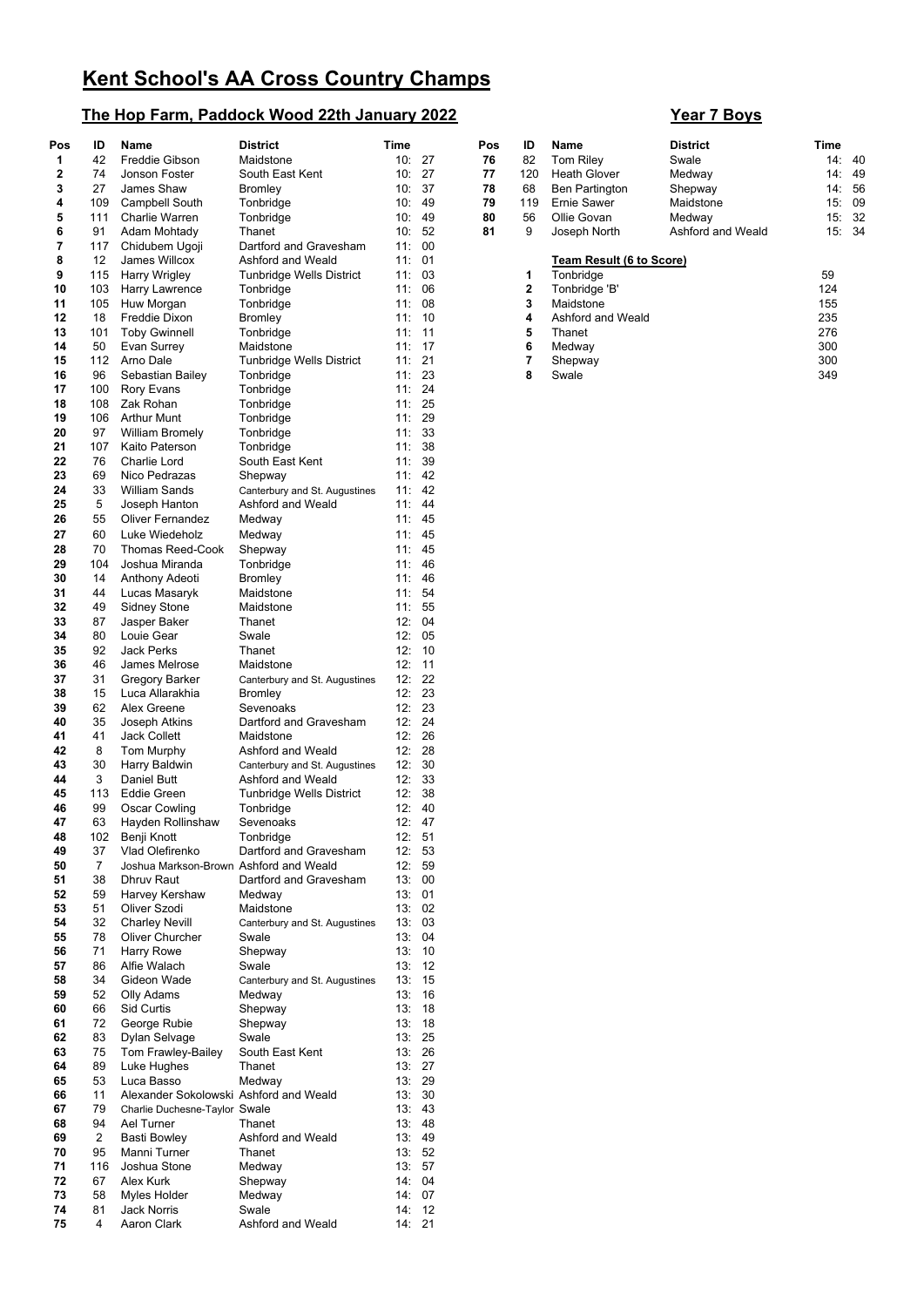# Kent School's AA Cross Country Champs

## The Hop Farm, Paddock Wood 22th January 2022

## Year 7 Boys

| Pos | ID | Name | District | Time |
|---|---|---|---|---|
| 1 | 42 | Freddie Gibson | Maidstone | 10: 27 |
| 2 | 74 | Jonson Foster | South East Kent | 10: 27 |
| 3 | 27 | James Shaw | Bromley | 10: 37 |
| 4 | 109 | Campbell South | Tonbridge | 10: 49 |
| 5 | 111 | Charlie Warren | Tonbridge | 10: 49 |
| 6 | 91 | Adam Mohtady | Thanet | 10: 52 |
| 7 | 117 | Chidubem Ugoji | Dartford and Gravesham | 11: 00 |
| 8 | 12 | James Willcox | Ashford and Weald | 11: 01 |
| 9 | 115 | Harry Wrigley | Tunbridge Wells District | 11: 03 |
| 10 | 103 | Harry Lawrence | Tonbridge | 11: 06 |
| 11 | 105 | Huw Morgan | Tonbridge | 11: 08 |
| 12 | 18 | Freddie Dixon | Bromley | 11: 10 |
| 13 | 101 | Toby Gwinnell | Tonbridge | 11: 11 |
| 14 | 50 | Evan Surrey | Maidstone | 11: 17 |
| 15 | 112 | Arno Dale | Tunbridge Wells District | 11: 21 |
| 16 | 96 | Sebastian Bailey | Tonbridge | 11: 23 |
| 17 | 100 | Rory Evans | Tonbridge | 11: 24 |
| 18 | 108 | Zak Rohan | Tonbridge | 11: 25 |
| 19 | 106 | Arthur Munt | Tonbridge | 11: 29 |
| 20 | 97 | William Bromely | Tonbridge | 11: 33 |
| 21 | 107 | Kaito Paterson | Tonbridge | 11: 38 |
| 22 | 76 | Charlie Lord | South East Kent | 11: 39 |
| 23 | 69 | Nico Pedrazas | Shepway | 11: 42 |
| 24 | 33 | William Sands | Canterbury and St. Augustines | 11: 42 |
| 25 | 5 | Joseph Hanton | Ashford and Weald | 11: 44 |
| 26 | 55 | Oliver Fernandez | Medway | 11: 45 |
| 27 | 60 | Luke Wiedeholz | Medway | 11: 45 |
| 28 | 70 | Thomas Reed-Cook | Shepway | 11: 45 |
| 29 | 104 | Joshua Miranda | Tonbridge | 11: 46 |
| 30 | 14 | Anthony Adeoti | Bromley | 11: 46 |
| 31 | 44 | Lucas Masaryk | Maidstone | 11: 54 |
| 32 | 49 | Sidney Stone | Maidstone | 11: 55 |
| 33 | 87 | Jasper Baker | Thanet | 12: 04 |
| 34 | 80 | Louie Gear | Swale | 12: 05 |
| 35 | 92 | Jack Perks | Thanet | 12: 10 |
| 36 | 46 | James Melrose | Maidstone | 12: 11 |
| 37 | 31 | Gregory Barker | Canterbury and St. Augustines | 12: 22 |
| 38 | 15 | Luca Allarakhia | Bromley | 12: 23 |
| 39 | 62 | Alex Greene | Sevenoaks | 12: 23 |
| 40 | 35 | Joseph Atkins | Dartford and Gravesham | 12: 24 |
| 41 | 41 | Jack Collett | Maidstone | 12: 26 |
| 42 | 8 | Tom Murphy | Ashford and Weald | 12: 28 |
| 43 | 30 | Harry Baldwin | Canterbury and St. Augustines | 12: 30 |
| 44 | 3 | Daniel Butt | Ashford and Weald | 12: 33 |
| 45 | 113 | Eddie Green | Tunbridge Wells District | 12: 38 |
| 46 | 99 | Oscar Cowling | Tonbridge | 12: 40 |
| 47 | 63 | Hayden Rollinshaw | Sevenoaks | 12: 47 |
| 48 | 102 | Benji Knott | Tonbridge | 12: 51 |
| 49 | 37 | Vlad Olefirenko | Dartford and Gravesham | 12: 53 |
| 50 | 7 | Joshua Markson-Brown | Ashford and Weald | 12: 59 |
| 51 | 38 | Dhruv Raut | Dartford and Gravesham | 13: 00 |
| 52 | 59 | Harvey Kershaw | Medway | 13: 01 |
| 53 | 51 | Oliver Szodi | Maidstone | 13: 02 |
| 54 | 32 | Charley Nevill | Canterbury and St. Augustines | 13: 03 |
| 55 | 78 | Oliver Churcher | Swale | 13: 04 |
| 56 | 71 | Harry Rowe | Shepway | 13: 10 |
| 57 | 86 | Alfie Walach | Swale | 13: 12 |
| 58 | 34 | Gideon Wade | Canterbury and St. Augustines | 13: 15 |
| 59 | 52 | Olly Adams | Medway | 13: 16 |
| 60 | 66 | Sid Curtis | Shepway | 13: 18 |
| 61 | 72 | George Rubie | Shepway | 13: 18 |
| 62 | 83 | Dylan Selvage | Swale | 13: 25 |
| 63 | 75 | Tom Frawley-Bailey | South East Kent | 13: 26 |
| 64 | 89 | Luke Hughes | Thanet | 13: 27 |
| 65 | 53 | Luca Basso | Medway | 13: 29 |
| 66 | 11 | Alexander Sokolowski | Ashford and Weald | 13: 30 |
| 67 | 79 | Charlie Duchesne-Taylor | Swale | 13: 43 |
| 68 | 94 | Ael Turner | Thanet | 13: 48 |
| 69 | 2 | Basti Bowley | Ashford and Weald | 13: 49 |
| 70 | 95 | Manni Turner | Thanet | 13: 52 |
| 71 | 116 | Joshua Stone | Medway | 13: 57 |
| 72 | 67 | Alex Kurk | Shepway | 14: 04 |
| 73 | 58 | Myles Holder | Medway | 14: 07 |
| 74 | 81 | Jack Norris | Swale | 14: 12 |
| 75 | 4 | Aaron Clark | Ashford and Weald | 14: 21 |
| 76 | 82 | Tom Riley | Swale | 14: 40 |
| 77 | 120 | Heath Glover | Medway | 14: 49 |
| 78 | 68 | Ben Partington | Shepway | 14: 56 |
| 79 | 119 | Ernie Sawer | Maidstone | 15: 09 |
| 80 | 56 | Ollie Govan | Medway | 15: 32 |
| 81 | 9 | Joseph North | Ashford and Weald | 15: 34 |

**Team Result (6 to Score)**

| Pos | Team | Points |
|---|---|---|
| 1 | Tonbridge | 59 |
| 2 | Tonbridge 'B' | 124 |
| 3 | Maidstone | 155 |
| 4 | Ashford and Weald | 235 |
| 5 | Thanet | 276 |
| 6 | Medway | 300 |
| 7 | Shepway | 300 |
| 8 | Swale | 349 |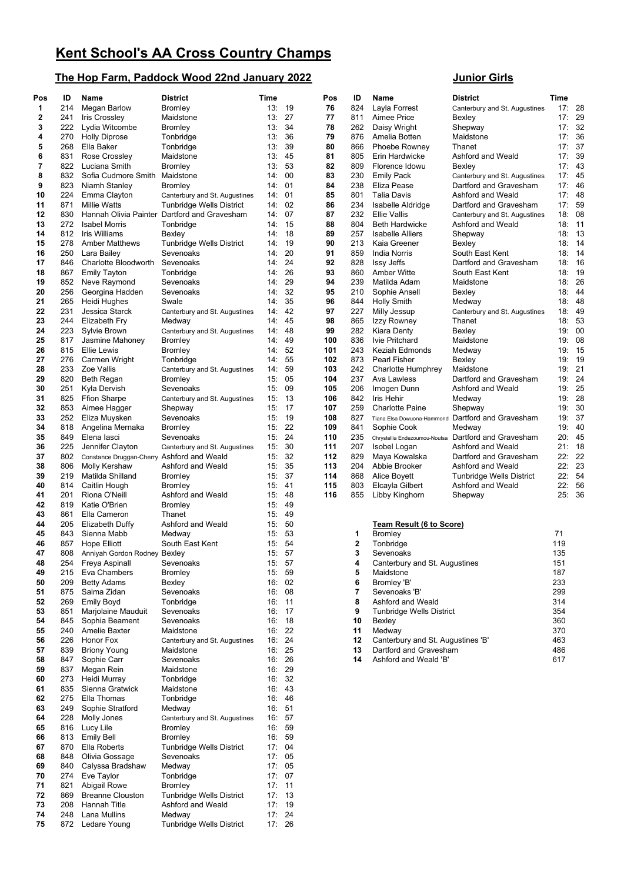# Kent School's AA Cross Country Champs

## The Hop Farm, Paddock Wood 22nd January 2022

## Junior Girls

| Pos | ID | Name | District | Time |
|---|---|---|---|---|
| 1 | 214 | Megan Barlow | Bromley | 13: 19 |
| 2 | 241 | Iris Crossley | Maidstone | 13: 27 |
| 3 | 222 | Lydia Witcombe | Bromley | 13: 34 |
| 4 | 270 | Holly Diprose | Tonbridge | 13: 36 |
| 5 | 268 | Ella Baker | Tonbridge | 13: 39 |
| 6 | 831 | Rose Crossley | Maidstone | 13: 45 |
| 7 | 822 | Luciana Smith | Bromley | 13: 53 |
| 8 | 832 | Sofia Cudmore Smith | Maidstone | 14: 00 |
| 9 | 823 | Niamh Stanley | Bromley | 14: 01 |
| 10 | 224 | Emma Clayton | Canterbury and St. Augustines | 14: 01 |
| 11 | 871 | Millie Watts | Tunbridge Wells District | 14: 02 |
| 12 | 830 | Hannah Olivia Painter | Dartford and Gravesham | 14: 07 |
| 13 | 272 | Isabel Morris | Tonbridge | 14: 15 |
| 14 | 812 | Iris Williams | Bexley | 14: 18 |
| 15 | 278 | Amber Matthews | Tunbridge Wells District | 14: 19 |
| 16 | 250 | Lara Bailey | Sevenoaks | 14: 20 |
| 17 | 846 | Charlotte Bloodworth | Sevenoaks | 14: 24 |
| 18 | 867 | Emily Tayton | Tonbridge | 14: 26 |
| 19 | 852 | Neve Raymond | Sevenoaks | 14: 29 |
| 20 | 256 | Georgina Hadden | Sevenoaks | 14: 32 |
| 21 | 265 | Heidi Hughes | Swale | 14: 35 |
| 22 | 231 | Jessica Starck | Canterbury and St. Augustines | 14: 42 |
| 23 | 244 | Elizabeth Fry | Medway | 14: 45 |
| 24 | 223 | Sylvie Brown | Canterbury and St. Augustines | 14: 48 |
| 25 | 817 | Jasmine Mahoney | Bromley | 14: 49 |
| 26 | 815 | Ellie Lewis | Bromley | 14: 52 |
| 27 | 276 | Carmen Wright | Tonbridge | 14: 55 |
| 28 | 233 | Zoe Vallis | Canterbury and St. Augustines | 14: 59 |
| 29 | 820 | Beth Regan | Bromley | 15: 05 |
| 30 | 251 | Kyla Dervish | Sevenoaks | 15: 09 |
| 31 | 825 | Ffion Sharpe | Canterbury and St. Augustines | 15: 13 |
| 32 | 853 | Aimee Hagger | Shepway | 15: 17 |
| 33 | 252 | Eliza Muysken | Sevenoaks | 15: 19 |
| 34 | 818 | Angelina Mernaka | Bromley | 15: 22 |
| 35 | 849 | Elena Iasci | Sevenoaks | 15: 24 |
| 36 | 225 | Jennifer Clayton | Canterbury and St. Augustines | 15: 30 |
| 37 | 802 | Constance Druggan-Cherry | Ashford and Weald | 15: 32 |
| 38 | 806 | Molly Kershaw | Ashford and Weald | 15: 35 |
| 39 | 219 | Matilda Shilland | Bromley | 15: 37 |
| 40 | 814 | Caitlin Hough | Bromley | 15: 41 |
| 41 | 201 | Riona O'Neill | Ashford and Weald | 15: 48 |
| 42 | 819 | Katie O'Brien | Bromley | 15: 49 |
| 43 | 861 | Ella Cameron | Thanet | 15: 49 |
| 44 | 205 | Elizabeth Duffy | Ashford and Weald | 15: 50 |
| 45 | 843 | Sienna Mabb | Medway | 15: 53 |
| 46 | 857 | Hope Elliott | South East Kent | 15: 54 |
| 47 | 808 | Anniyah Gordon Rodney | Bexley | 15: 57 |
| 48 | 254 | Freya Aspinall | Sevenoaks | 15: 57 |
| 49 | 215 | Eva Chambers | Bromley | 15: 59 |
| 50 | 209 | Betty Adams | Bexley | 16: 02 |
| 51 | 875 | Salma Zidan | Sevenoaks | 16: 08 |
| 52 | 269 | Emily Boyd | Tonbridge | 16: 11 |
| 53 | 851 | Marjolaine Mauduit | Sevenoaks | 16: 17 |
| 54 | 845 | Sophia Beament | Sevenoaks | 16: 18 |
| 55 | 240 | Amelie Baxter | Maidstone | 16: 22 |
| 56 | 226 | Honor Fox | Canterbury and St. Augustines | 16: 24 |
| 57 | 839 | Briony Young | Maidstone | 16: 25 |
| 58 | 847 | Sophie Carr | Sevenoaks | 16: 26 |
| 59 | 837 | Megan Rein | Maidstone | 16: 29 |
| 60 | 273 | Heidi Murray | Tonbridge | 16: 32 |
| 61 | 835 | Sienna Gratwick | Maidstone | 16: 43 |
| 62 | 275 | Ella Thomas | Tonbridge | 16: 46 |
| 63 | 249 | Sophie Stratford | Medway | 16: 51 |
| 64 | 228 | Molly Jones | Canterbury and St. Augustines | 16: 57 |
| 65 | 816 | Lucy Lile | Bromley | 16: 59 |
| 66 | 813 | Emily Bell | Bromley | 16: 59 |
| 67 | 870 | Ella Roberts | Tunbridge Wells District | 17: 04 |
| 68 | 848 | Olivia Gossage | Sevenoaks | 17: 05 |
| 69 | 840 | Calyssa Bradshaw | Medway | 17: 05 |
| 70 | 274 | Eve Taylor | Tonbridge | 17: 07 |
| 71 | 821 | Abigail Rowe | Bromley | 17: 11 |
| 72 | 869 | Breanne Clouston | Tunbridge Wells District | 17: 13 |
| 73 | 208 | Hannah Title | Ashford and Weald | 17: 19 |
| 74 | 248 | Lana Mullins | Medway | 17: 24 |
| 75 | 872 | Ledare Young | Tunbridge Wells District | 17: 26 |
| 76 | 824 | Layla Forrest | Canterbury and St. Augustines | 17: 28 |
| 77 | 811 | Aimee Price | Bexley | 17: 29 |
| 78 | 262 | Daisy Wright | Shepway | 17: 32 |
| 79 | 876 | Amelia Botten | Maidstone | 17: 36 |
| 80 | 866 | Phoebe Rowney | Thanet | 17: 37 |
| 81 | 805 | Erin Hardwicke | Ashford and Weald | 17: 39 |
| 82 | 809 | Florence Idowu | Bexley | 17: 43 |
| 83 | 230 | Emily Pack | Canterbury and St. Augustines | 17: 45 |
| 84 | 238 | Eliza Pease | Dartford and Gravesham | 17: 46 |
| 85 | 801 | Talia Davis | Ashford and Weald | 17: 48 |
| 86 | 234 | Isabelle Aldridge | Dartford and Gravesham | 17: 59 |
| 87 | 232 | Ellie Vallis | Canterbury and St. Augustines | 18: 08 |
| 88 | 804 | Beth Hardwicke | Ashford and Weald | 18: 11 |
| 89 | 257 | Isabelle Alliers | Shepway | 18: 13 |
| 90 | 213 | Kaia Greener | Bexley | 18: 14 |
| 91 | 859 | India Norris | South East Kent | 18: 14 |
| 92 | 828 | Issy Jeffs | Dartford and Gravesham | 18: 16 |
| 93 | 860 | Amber Witte | South East Kent | 18: 19 |
| 94 | 239 | Matilda Adam | Maidstone | 18: 26 |
| 95 | 210 | Sophie Ansell | Bexley | 18: 44 |
| 96 | 844 | Holly Smith | Medway | 18: 48 |
| 97 | 227 | Milly Jessup | Canterbury and St. Augustines | 18: 49 |
| 98 | 865 | Izzy Rowney | Thanet | 18: 53 |
| 99 | 282 | Kiara Denty | Bexley | 19: 00 |
| 100 | 836 | Ivie Pritchard | Maidstone | 19: 08 |
| 101 | 243 | Keziah Edmonds | Medway | 19: 15 |
| 102 | 873 | Pearl Fisher | Bexley | 19: 19 |
| 103 | 242 | Charlotte Humphrey | Maidstone | 19: 21 |
| 104 | 237 | Ava Lawless | Dartford and Gravesham | 19: 24 |
| 105 | 206 | Imogen Dunn | Ashford and Weald | 19: 25 |
| 106 | 842 | Iris Hehir | Medway | 19: 28 |
| 107 | 259 | Charlotte Paine | Shepway | 19: 30 |
| 108 | 827 | Tiana Elsa Dowuona-Hammond | Dartford and Gravesham | 19: 37 |
| 109 | 841 | Sophie Cook | Medway | 19: 40 |
| 110 | 235 | Chrystellia Endezoumou-Noutsa | Dartford and Gravesham | 20: 45 |
| 111 | 207 | Isobel Logan | Ashford and Weald | 21: 18 |
| 112 | 829 | Maya Kowalska | Dartford and Gravesham | 22: 22 |
| 113 | 204 | Abbie Brooker | Ashford and Weald | 22: 23 |
| 114 | 868 | Alice Boyett | Tunbridge Wells District | 22: 54 |
| 115 | 803 | Elcayla Gilbert | Ashford and Weald | 22: 56 |
| 116 | 855 | Libby Kinghorn | Shepway | 25: 36 |

### Team Result (6 to Score)

| | Team | Points |
|---|---|---|
| 1 | Bromley | 71 |
| 2 | Tonbridge | 119 |
| 3 | Sevenoaks | 135 |
| 4 | Canterbury and St. Augustines | 151 |
| 5 | Maidstone | 187 |
| 6 | Bromley 'B' | 233 |
| 7 | Sevenoaks 'B' | 299 |
| 8 | Ashford and Weald | 314 |
| 9 | Tunbridge Wells District | 354 |
| 10 | Bexley | 360 |
| 11 | Medway | 370 |
| 12 | Canterbury and St. Augustines 'B' | 463 |
| 13 | Dartford and Gravesham | 486 |
| 14 | Ashford and Weald 'B' | 617 |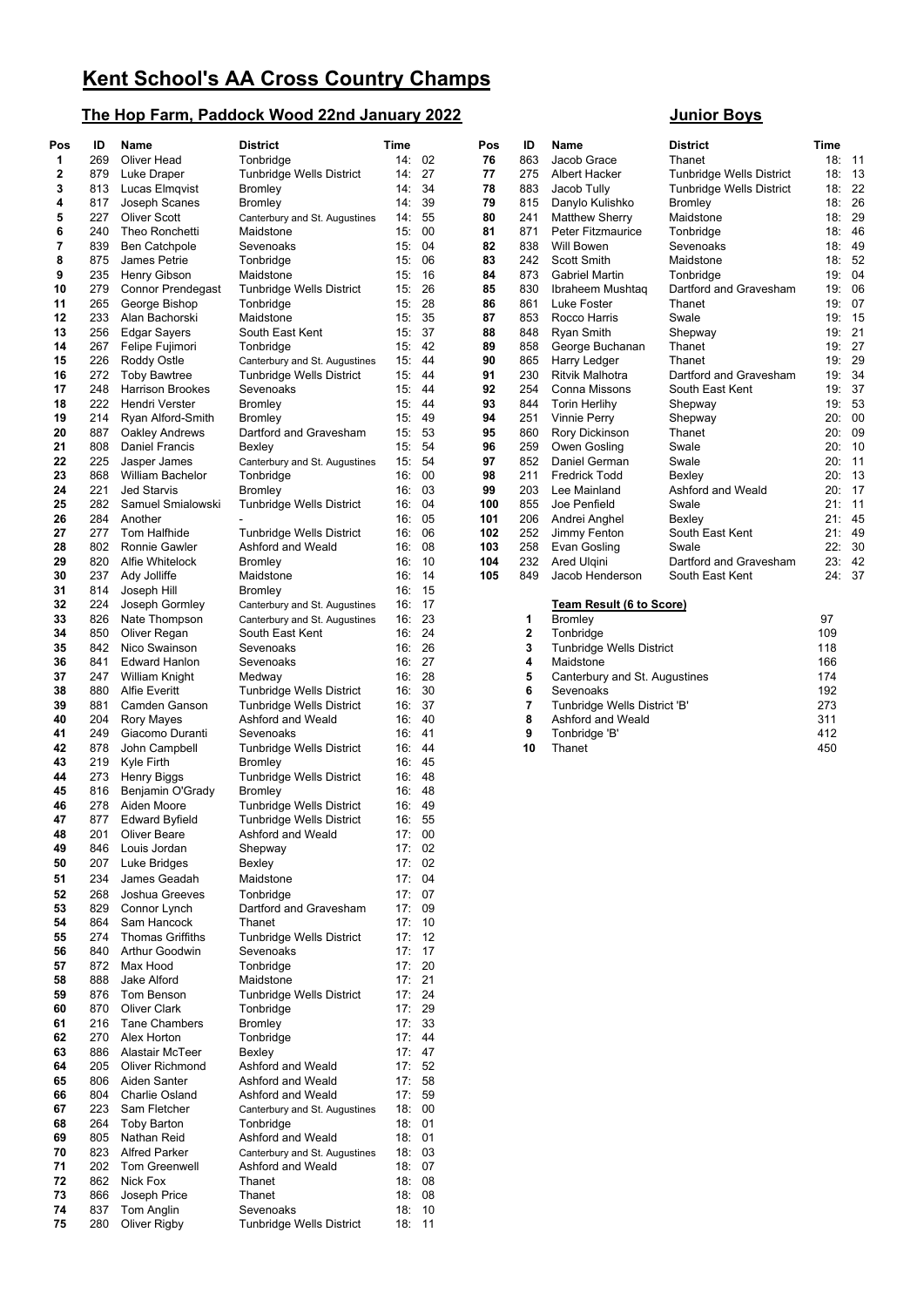# Kent School's AA Cross Country Champs

## The Hop Farm, Paddock Wood 22nd January 2022

## Junior Boys

| Pos | ID | Name | District | Time |
|---|---|---|---|---|
| 1 | 269 | Oliver Head | Tonbridge | 14: 02 |
| 2 | 879 | Luke Draper | Tunbridge Wells District | 14: 27 |
| 3 | 813 | Lucas Elmqvist | Bromley | 14: 34 |
| 4 | 817 | Joseph Scanes | Bromley | 14: 39 |
| 5 | 227 | Oliver Scott | Canterbury and St. Augustines | 14: 55 |
| 6 | 240 | Theo Ronchetti | Maidstone | 15: 00 |
| 7 | 839 | Ben Catchpole | Sevenoaks | 15: 04 |
| 8 | 875 | James Petrie | Tonbridge | 15: 06 |
| 9 | 235 | Henry Gibson | Maidstone | 15: 16 |
| 10 | 279 | Connor Prendegast | Tunbridge Wells District | 15: 26 |
| 11 | 265 | George Bishop | Tonbridge | 15: 28 |
| 12 | 233 | Alan Bachorski | Maidstone | 15: 35 |
| 13 | 256 | Edgar Sayers | South East Kent | 15: 37 |
| 14 | 267 | Felipe Fujimori | Tonbridge | 15: 42 |
| 15 | 226 | Roddy Ostle | Canterbury and St. Augustines | 15: 44 |
| 16 | 272 | Toby Bawtree | Tunbridge Wells District | 15: 44 |
| 17 | 248 | Harrison Brookes | Sevenoaks | 15: 44 |
| 18 | 222 | Hendri Verster | Bromley | 15: 44 |
| 19 | 214 | Ryan Alford-Smith | Bromley | 15: 49 |
| 20 | 887 | Oakley Andrews | Dartford and Gravesham | 15: 53 |
| 21 | 808 | Daniel Francis | Bexley | 15: 54 |
| 22 | 225 | Jasper James | Canterbury and St. Augustines | 15: 54 |
| 23 | 868 | William Bachelor | Tonbridge | 16: 00 |
| 24 | 221 | Jed Starvis | Bromley | 16: 03 |
| 25 | 282 | Samuel Smialowski | Tunbridge Wells District | 16: 04 |
| 26 | 284 | Another | - | 16: 05 |
| 27 | 277 | Tom Halfhide | Tunbridge Wells District | 16: 06 |
| 28 | 802 | Ronnie Gawler | Ashford and Weald | 16: 08 |
| 29 | 820 | Alfie Whitelock | Bromley | 16: 10 |
| 30 | 237 | Ady Jolliffe | Maidstone | 16: 14 |
| 31 | 814 | Joseph Hill | Bromley | 16: 15 |
| 32 | 224 | Joseph Gormley | Canterbury and St. Augustines | 16: 17 |
| 33 | 826 | Nate Thompson | Canterbury and St. Augustines | 16: 23 |
| 34 | 850 | Oliver Regan | South East Kent | 16: 24 |
| 35 | 842 | Nico Swainson | Sevenoaks | 16: 26 |
| 36 | 841 | Edward Hanlon | Sevenoaks | 16: 27 |
| 37 | 247 | William Knight | Medway | 16: 28 |
| 38 | 880 | Alfie Everitt | Tunbridge Wells District | 16: 30 |
| 39 | 881 | Camden Ganson | Tunbridge Wells District | 16: 37 |
| 40 | 204 | Rory Mayes | Ashford and Weald | 16: 40 |
| 41 | 249 | Giacomo Duranti | Sevenoaks | 16: 41 |
| 42 | 878 | John Campbell | Tunbridge Wells District | 16: 44 |
| 43 | 219 | Kyle Firth | Bromley | 16: 45 |
| 44 | 273 | Henry Biggs | Tunbridge Wells District | 16: 48 |
| 45 | 816 | Benjamin O'Grady | Bromley | 16: 48 |
| 46 | 278 | Aiden Moore | Tunbridge Wells District | 16: 49 |
| 47 | 877 | Edward Byfield | Tunbridge Wells District | 16: 55 |
| 48 | 201 | Oliver Beare | Ashford and Weald | 17: 00 |
| 49 | 846 | Louis Jordan | Shepway | 17: 02 |
| 50 | 207 | Luke Bridges | Bexley | 17: 02 |
| 51 | 234 | James Geadah | Maidstone | 17: 04 |
| 52 | 268 | Joshua Greeves | Tonbridge | 17: 07 |
| 53 | 829 | Connor Lynch | Dartford and Gravesham | 17: 09 |
| 54 | 864 | Sam Hancock | Thanet | 17: 10 |
| 55 | 274 | Thomas Griffiths | Tunbridge Wells District | 17: 12 |
| 56 | 840 | Arthur Goodwin | Sevenoaks | 17: 17 |
| 57 | 872 | Max Hood | Tonbridge | 17: 20 |
| 58 | 888 | Jake Alford | Maidstone | 17: 21 |
| 59 | 876 | Tom Benson | Tunbridge Wells District | 17: 24 |
| 60 | 870 | Oliver Clark | Tonbridge | 17: 29 |
| 61 | 216 | Tane Chambers | Bromley | 17: 33 |
| 62 | 270 | Alex Horton | Tonbridge | 17: 44 |
| 63 | 886 | Alastair McTeer | Bexley | 17: 47 |
| 64 | 205 | Oliver Richmond | Ashford and Weald | 17: 52 |
| 65 | 806 | Aiden Santer | Ashford and Weald | 17: 58 |
| 66 | 804 | Charlie Osland | Ashford and Weald | 17: 59 |
| 67 | 223 | Sam Fletcher | Canterbury and St. Augustines | 18: 00 |
| 68 | 264 | Toby Barton | Tonbridge | 18: 01 |
| 69 | 805 | Nathan Reid | Ashford and Weald | 18: 01 |
| 70 | 823 | Alfred Parker | Canterbury and St. Augustines | 18: 03 |
| 71 | 202 | Tom Greenwell | Ashford and Weald | 18: 07 |
| 72 | 862 | Nick Fox | Thanet | 18: 08 |
| 73 | 866 | Joseph Price | Thanet | 18: 08 |
| 74 | 837 | Tom Anglin | Sevenoaks | 18: 10 |
| 75 | 280 | Oliver Rigby | Tunbridge Wells District | 18: 11 |
| 76 | 863 | Jacob Grace | Thanet | 18: 11 |
| 77 | 275 | Albert Hacker | Tunbridge Wells District | 18: 13 |
| 78 | 883 | Jacob Tully | Tunbridge Wells District | 18: 22 |
| 79 | 815 | Danylo Kulishko | Bromley | 18: 26 |
| 80 | 241 | Matthew Sherry | Maidstone | 18: 29 |
| 81 | 871 | Peter Fitzmaurice | Tonbridge | 18: 46 |
| 82 | 838 | Will Bowen | Sevenoaks | 18: 49 |
| 83 | 242 | Scott Smith | Maidstone | 18: 52 |
| 84 | 873 | Gabriel Martin | Tonbridge | 19: 04 |
| 85 | 830 | Ibraheem Mushtaq | Dartford and Gravesham | 19: 06 |
| 86 | 861 | Luke Foster | Thanet | 19: 07 |
| 87 | 853 | Rocco Harris | Swale | 19: 15 |
| 88 | 848 | Ryan Smith | Shepway | 19: 21 |
| 89 | 858 | George Buchanan | Thanet | 19: 27 |
| 90 | 865 | Harry Ledger | Thanet | 19: 29 |
| 91 | 230 | Ritvik Malhotra | Dartford and Gravesham | 19: 34 |
| 92 | 254 | Conna Missons | South East Kent | 19: 37 |
| 93 | 844 | Torin Herlihy | Shepway | 19: 53 |
| 94 | 251 | Vinnie Perry | Shepway | 20: 00 |
| 95 | 860 | Rory Dickinson | Thanet | 20: 09 |
| 96 | 259 | Owen Gosling | Swale | 20: 10 |
| 97 | 852 | Daniel German | Swale | 20: 11 |
| 98 | 211 | Fredrick Todd | Bexley | 20: 13 |
| 99 | 203 | Lee Mainland | Ashford and Weald | 20: 17 |
| 100 | 855 | Joe Penfield | Swale | 21: 11 |
| 101 | 206 | Andrei Anghel | Bexley | 21: 45 |
| 102 | 252 | Jimmy Fenton | South East Kent | 21: 49 |
| 103 | 258 | Evan Gosling | Swale | 22: 30 |
| 104 | 232 | Ared Ulqini | Dartford and Gravesham | 23: 42 |
| 105 | 849 | Jacob Henderson | South East Kent | 24: 37 |

### Team Result (6 to Score)

| Pos | Team | Points |
|---|---|---|
| 1 | Bromley | 97 |
| 2 | Tonbridge | 109 |
| 3 | Tunbridge Wells District | 118 |
| 4 | Maidstone | 166 |
| 5 | Canterbury and St. Augustines | 174 |
| 6 | Sevenoaks | 192 |
| 7 | Tunbridge Wells District 'B' | 273 |
| 8 | Ashford and Weald | 311 |
| 9 | Tonbridge 'B' | 412 |
| 10 | Thanet | 450 |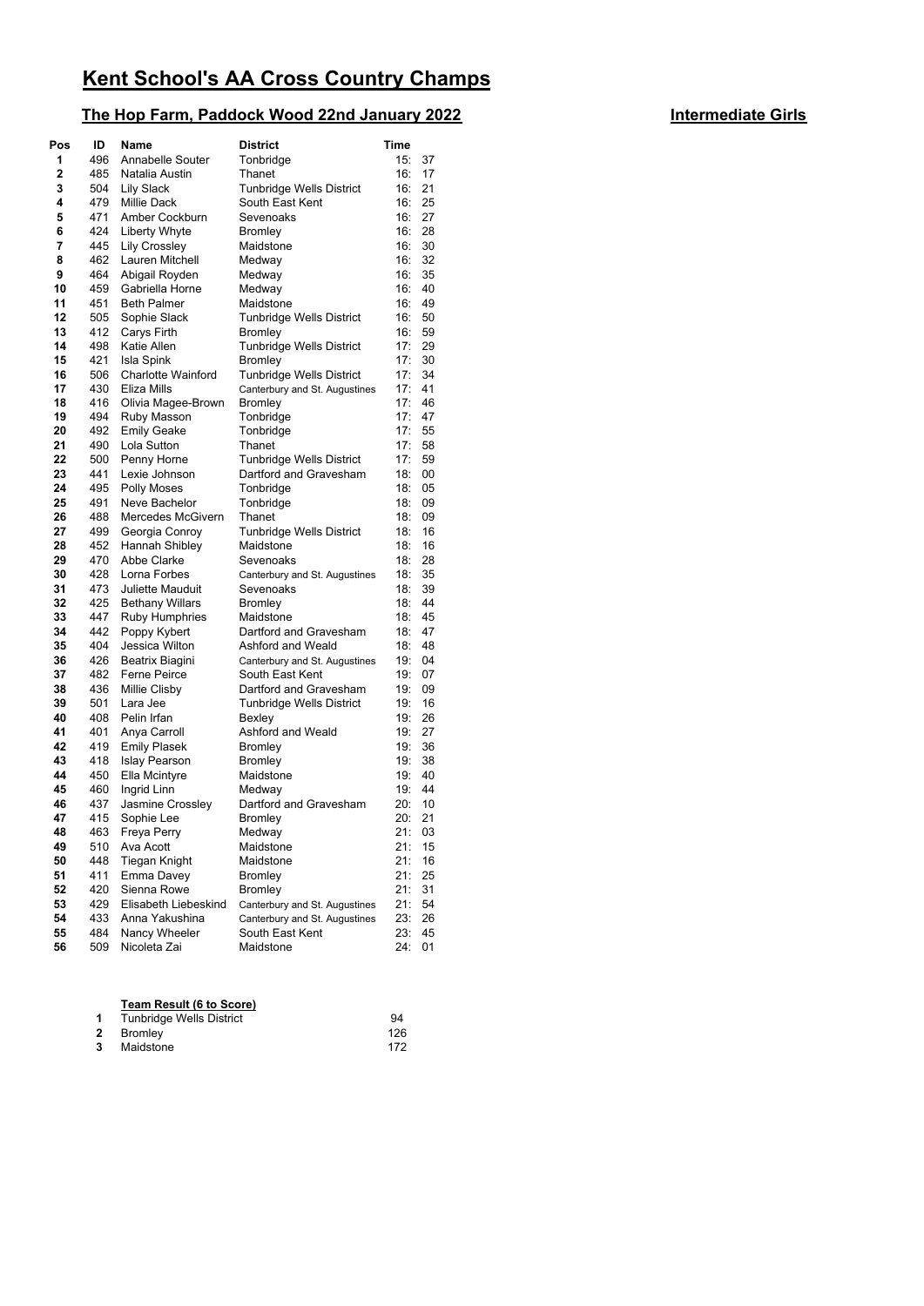# Kent School's AA Cross Country Champs

## The Hop Farm, Paddock Wood 22nd January 2022

## Intermediate Girls

| Pos | ID | Name | District | Time |
|---|---|---|---|---|
| 1 | 496 | Annabelle Souter | Tonbridge | 15: 37 |
| 2 | 485 | Natalia Austin | Thanet | 16: 17 |
| 3 | 504 | Lily Slack | Tunbridge Wells District | 16: 21 |
| 4 | 479 | Millie Dack | South East Kent | 16: 25 |
| 5 | 471 | Amber Cockburn | Sevenoaks | 16: 27 |
| 6 | 424 | Liberty Whyte | Bromley | 16: 28 |
| 7 | 445 | Lily Crossley | Maidstone | 16: 30 |
| 8 | 462 | Lauren Mitchell | Medway | 16: 32 |
| 9 | 464 | Abigail Royden | Medway | 16: 35 |
| 10 | 459 | Gabriella Horne | Medway | 16: 40 |
| 11 | 451 | Beth Palmer | Maidstone | 16: 49 |
| 12 | 505 | Sophie Slack | Tunbridge Wells District | 16: 50 |
| 13 | 412 | Carys Firth | Bromley | 16: 59 |
| 14 | 498 | Katie Allen | Tunbridge Wells District | 17: 29 |
| 15 | 421 | Isla Spink | Bromley | 17: 30 |
| 16 | 506 | Charlotte Wainford | Tunbridge Wells District | 17: 34 |
| 17 | 430 | Eliza Mills | Canterbury and St. Augustines | 17: 41 |
| 18 | 416 | Olivia Magee-Brown | Bromley | 17: 46 |
| 19 | 494 | Ruby Masson | Tonbridge | 17: 47 |
| 20 | 492 | Emily Geake | Tonbridge | 17: 55 |
| 21 | 490 | Lola Sutton | Thanet | 17: 58 |
| 22 | 500 | Penny Horne | Tunbridge Wells District | 17: 59 |
| 23 | 441 | Lexie Johnson | Dartford and Gravesham | 18: 00 |
| 24 | 495 | Polly Moses | Tonbridge | 18: 05 |
| 25 | 491 | Neve Bachelor | Tonbridge | 18: 09 |
| 26 | 488 | Mercedes McGivern | Thanet | 18: 09 |
| 27 | 499 | Georgia Conroy | Tunbridge Wells District | 18: 16 |
| 28 | 452 | Hannah Shibley | Maidstone | 18: 16 |
| 29 | 470 | Abbe Clarke | Sevenoaks | 18: 28 |
| 30 | 428 | Lorna Forbes | Canterbury and St. Augustines | 18: 35 |
| 31 | 473 | Juliette Mauduit | Sevenoaks | 18: 39 |
| 32 | 425 | Bethany Willars | Bromley | 18: 44 |
| 33 | 447 | Ruby Humphries | Maidstone | 18: 45 |
| 34 | 442 | Poppy Kybert | Dartford and Gravesham | 18: 47 |
| 35 | 404 | Jessica Wilton | Ashford and Weald | 18: 48 |
| 36 | 426 | Beatrix Biagini | Canterbury and St. Augustines | 19: 04 |
| 37 | 482 | Ferne Peirce | South East Kent | 19: 07 |
| 38 | 436 | Millie Clisby | Dartford and Gravesham | 19: 09 |
| 39 | 501 | Lara Jee | Tunbridge Wells District | 19: 16 |
| 40 | 408 | Pelin Irfan | Bexley | 19: 26 |
| 41 | 401 | Anya Carroll | Ashford and Weald | 19: 27 |
| 42 | 419 | Emily Plasek | Bromley | 19: 36 |
| 43 | 418 | Islay Pearson | Bromley | 19: 38 |
| 44 | 450 | Ella Mcintyre | Maidstone | 19: 40 |
| 45 | 460 | Ingrid Linn | Medway | 19: 44 |
| 46 | 437 | Jasmine Crossley | Dartford and Gravesham | 20: 10 |
| 47 | 415 | Sophie Lee | Bromley | 20: 21 |
| 48 | 463 | Freya Perry | Medway | 21: 03 |
| 49 | 510 | Ava Acott | Maidstone | 21: 15 |
| 50 | 448 | Tiegan Knight | Maidstone | 21: 16 |
| 51 | 411 | Emma Davey | Bromley | 21: 25 |
| 52 | 420 | Sienna Rowe | Bromley | 21: 31 |
| 53 | 429 | Elisabeth Liebeskind | Canterbury and St. Augustines | 21: 54 |
| 54 | 433 | Anna Yakushina | Canterbury and St. Augustines | 23: 26 |
| 55 | 484 | Nancy Wheeler | South East Kent | 23: 45 |
| 56 | 509 | Nicoleta Zai | Maidstone | 24: 01 |

**Team Result (6 to Score)**

| Pos | Team | Points |
|---|---|---|
| 1 | Tunbridge Wells District | 94 |
| 2 | Bromley | 126 |
| 3 | Maidstone | 172 |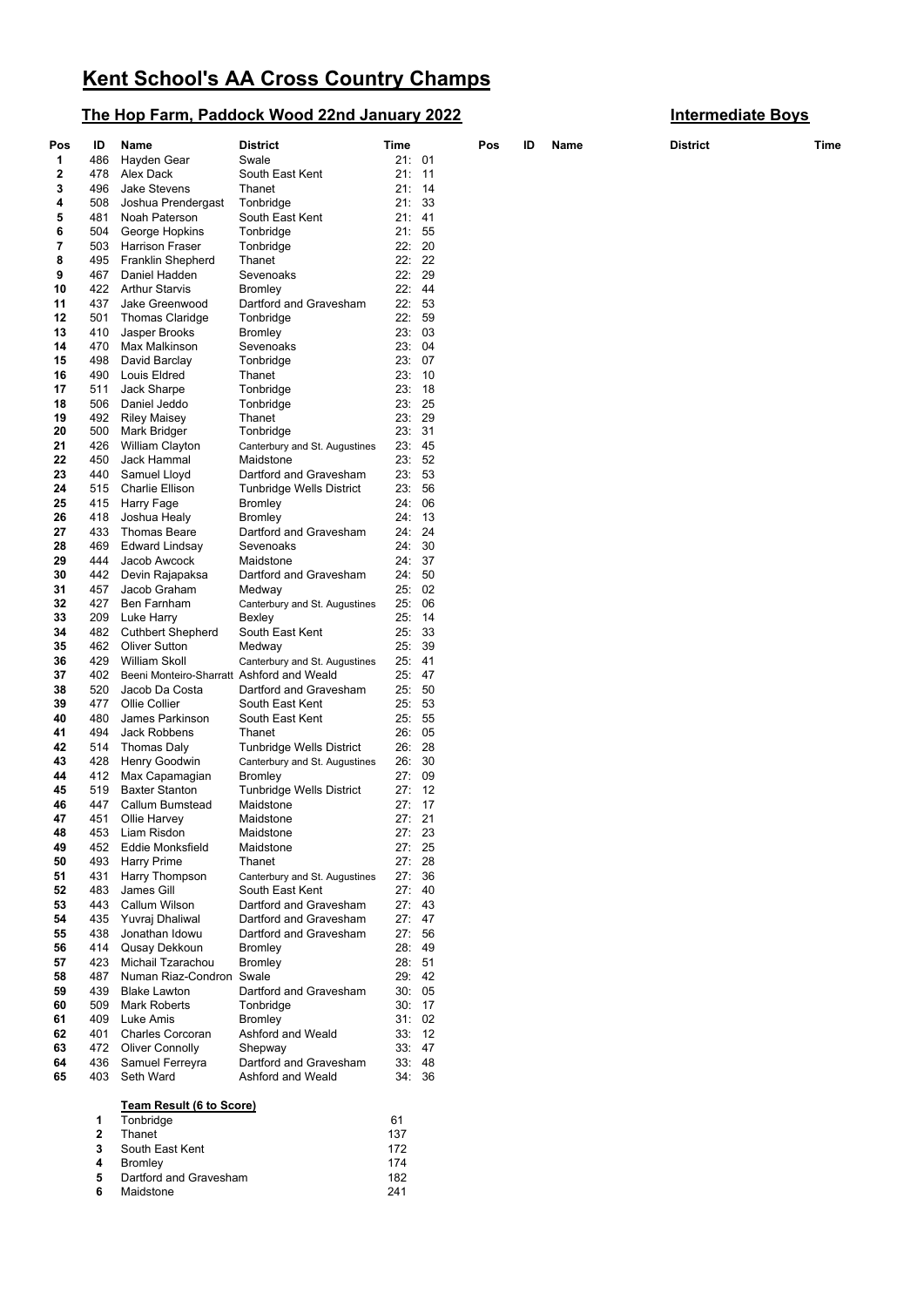# Kent School's AA Cross Country Champs

## The Hop Farm, Paddock Wood 22nd January 2022

## Intermediate Boys

| Pos | ID | Name | District | Time |
|---|---|---|---|---|
| 1 | 486 | Hayden Gear | Swale | 21: 01 |
| 2 | 478 | Alex Dack | South East Kent | 21: 11 |
| 3 | 496 | Jake Stevens | Thanet | 21: 14 |
| 4 | 508 | Joshua Prendergast | Tonbridge | 21: 33 |
| 5 | 481 | Noah Paterson | South East Kent | 21: 41 |
| 6 | 504 | George Hopkins | Tonbridge | 21: 55 |
| 7 | 503 | Harrison Fraser | Tonbridge | 22: 20 |
| 8 | 495 | Franklin Shepherd | Thanet | 22: 22 |
| 9 | 467 | Daniel Hadden | Sevenoaks | 22: 29 |
| 10 | 422 | Arthur Starvis | Bromley | 22: 44 |
| 11 | 437 | Jake Greenwood | Dartford and Gravesham | 22: 53 |
| 12 | 501 | Thomas Claridge | Tonbridge | 22: 59 |
| 13 | 410 | Jasper Brooks | Bromley | 23: 03 |
| 14 | 470 | Max Malkinson | Sevenoaks | 23: 04 |
| 15 | 498 | David Barclay | Tonbridge | 23: 07 |
| 16 | 490 | Louis Eldred | Thanet | 23: 10 |
| 17 | 511 | Jack Sharpe | Tonbridge | 23: 18 |
| 18 | 506 | Daniel Jeddo | Tonbridge | 23: 25 |
| 19 | 492 | Riley Maisey | Thanet | 23: 29 |
| 20 | 500 | Mark Bridger | Tonbridge | 23: 31 |
| 21 | 426 | William Clayton | Canterbury and St. Augustines | 23: 45 |
| 22 | 450 | Jack Hammal | Maidstone | 23: 52 |
| 23 | 440 | Samuel Lloyd | Dartford and Gravesham | 23: 53 |
| 24 | 515 | Charlie Ellison | Tunbridge Wells District | 23: 56 |
| 25 | 415 | Harry Fage | Bromley | 24: 06 |
| 26 | 418 | Joshua Healy | Bromley | 24: 13 |
| 27 | 433 | Thomas Beare | Dartford and Gravesham | 24: 24 |
| 28 | 469 | Edward Lindsay | Sevenoaks | 24: 30 |
| 29 | 444 | Jacob Awcock | Maidstone | 24: 37 |
| 30 | 442 | Devin Rajapaksa | Dartford and Gravesham | 24: 50 |
| 31 | 457 | Jacob Graham | Medway | 25: 02 |
| 32 | 427 | Ben Farnham | Canterbury and St. Augustines | 25: 06 |
| 33 | 209 | Luke Harry | Bexley | 25: 14 |
| 34 | 482 | Cuthbert Shepherd | South East Kent | 25: 33 |
| 35 | 462 | Oliver Sutton | Medway | 25: 39 |
| 36 | 429 | William Skoll | Canterbury and St. Augustines | 25: 41 |
| 37 | 402 | Beeni Monteiro-Sharratt | Ashford and Weald | 25: 47 |
| 38 | 520 | Jacob Da Costa | Dartford and Gravesham | 25: 50 |
| 39 | 477 | Ollie Collier | South East Kent | 25: 53 |
| 40 | 480 | James Parkinson | South East Kent | 25: 55 |
| 41 | 494 | Jack Robbens | Thanet | 26: 05 |
| 42 | 514 | Thomas Daly | Tunbridge Wells District | 26: 28 |
| 43 | 428 | Henry Goodwin | Canterbury and St. Augustines | 26: 30 |
| 44 | 412 | Max Capamagian | Bromley | 27: 09 |
| 45 | 519 | Baxter Stanton | Tunbridge Wells District | 27: 12 |
| 46 | 447 | Callum Bumstead | Maidstone | 27: 17 |
| 47 | 451 | Ollie Harvey | Maidstone | 27: 21 |
| 48 | 453 | Liam Risdon | Maidstone | 27: 23 |
| 49 | 452 | Eddie Monksfield | Maidstone | 27: 25 |
| 50 | 493 | Harry Prime | Thanet | 27: 28 |
| 51 | 431 | Harry Thompson | Canterbury and St. Augustines | 27: 36 |
| 52 | 483 | James Gill | South East Kent | 27: 40 |
| 53 | 443 | Callum Wilson | Dartford and Gravesham | 27: 43 |
| 54 | 435 | Yuvraj Dhaliwal | Dartford and Gravesham | 27: 47 |
| 55 | 438 | Jonathan Idowu | Dartford and Gravesham | 27: 56 |
| 56 | 414 | Qusay Dekkoun | Bromley | 28: 49 |
| 57 | 423 | Michail Tzarachou | Bromley | 28: 51 |
| 58 | 487 | Numan Riaz-Condron | Swale | 29: 42 |
| 59 | 439 | Blake Lawton | Dartford and Gravesham | 30: 05 |
| 60 | 509 | Mark Roberts | Tonbridge | 30: 17 |
| 61 | 409 | Luke Amis | Bromley | 31: 02 |
| 62 | 401 | Charles Corcoran | Ashford and Weald | 33: 12 |
| 63 | 472 | Oliver Connolly | Shepway | 33: 47 |
| 64 | 436 | Samuel Ferreyra | Dartford and Gravesham | 33: 48 |
| 65 | 403 | Seth Ward | Ashford and Weald | 34: 36 |

**Team Result (6 to Score)**

| Pos | Team | Points |
|---|---|---|
| 1 | Tonbridge | 61 |
| 2 | Thanet | 137 |
| 3 | South East Kent | 172 |
| 4 | Bromley | 174 |
| 5 | Dartford and Gravesham | 182 |
| 6 | Maidstone | 241 |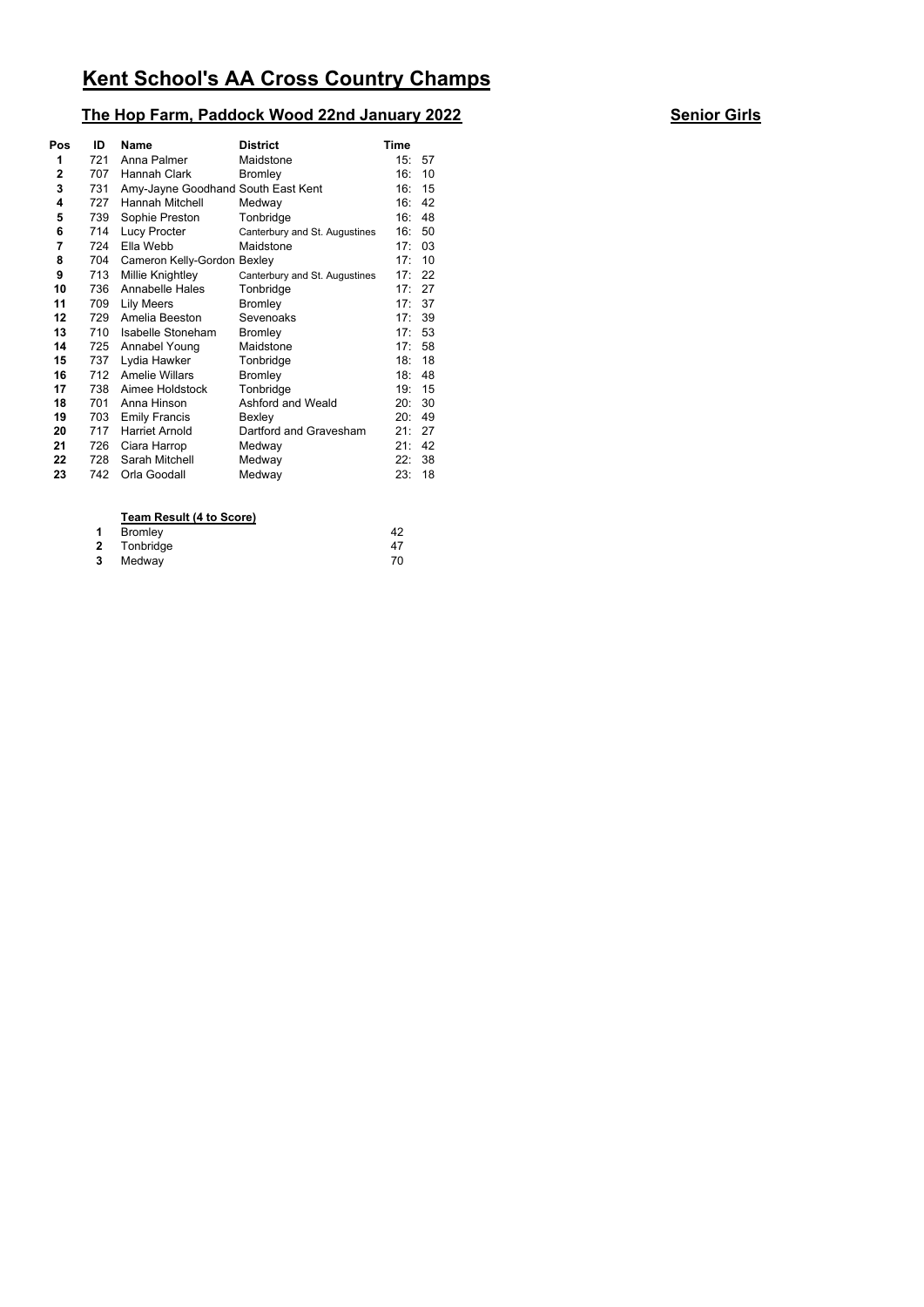# Kent School's AA Cross Country Champs

## The Hop Farm, Paddock Wood 22nd January 2022

## Senior Girls

| Pos | ID | Name | District | Time |
|---|---|---|---|---|
| 1 | 721 | Anna Palmer | Maidstone | 15: 57 |
| 2 | 707 | Hannah Clark | Bromley | 16: 10 |
| 3 | 731 | Amy-Jayne Goodhand | South East Kent | 16: 15 |
| 4 | 727 | Hannah Mitchell | Medway | 16: 42 |
| 5 | 739 | Sophie Preston | Tonbridge | 16: 48 |
| 6 | 714 | Lucy Procter | Canterbury and St. Augustines | 16: 50 |
| 7 | 724 | Ella Webb | Maidstone | 17: 03 |
| 8 | 704 | Cameron Kelly-Gordon | Bexley | 17: 10 |
| 9 | 713 | Millie Knightley | Canterbury and St. Augustines | 17: 22 |
| 10 | 736 | Annabelle Hales | Tonbridge | 17: 27 |
| 11 | 709 | Lily Meers | Bromley | 17: 37 |
| 12 | 729 | Amelia Beeston | Sevenoaks | 17: 39 |
| 13 | 710 | Isabelle Stoneham | Bromley | 17: 53 |
| 14 | 725 | Annabel Young | Maidstone | 17: 58 |
| 15 | 737 | Lydia Hawker | Tonbridge | 18: 18 |
| 16 | 712 | Amelie Willars | Bromley | 18: 48 |
| 17 | 738 | Aimee Holdstock | Tonbridge | 19: 15 |
| 18 | 701 | Anna Hinson | Ashford and Weald | 20: 30 |
| 19 | 703 | Emily Francis | Bexley | 20: 49 |
| 20 | 717 | Harriet Arnold | Dartford and Gravesham | 21: 27 |
| 21 | 726 | Ciara Harrop | Medway | 21: 42 |
| 22 | 728 | Sarah Mitchell | Medway | 22: 38 |
| 23 | 742 | Orla Goodall | Medway | 23: 18 |

**Team Result (4 to Score)**

| Pos | Team | Points |
|---|---|---|
| 1 | Bromley | 42 |
| 2 | Tonbridge | 47 |
| 3 | Medway | 70 |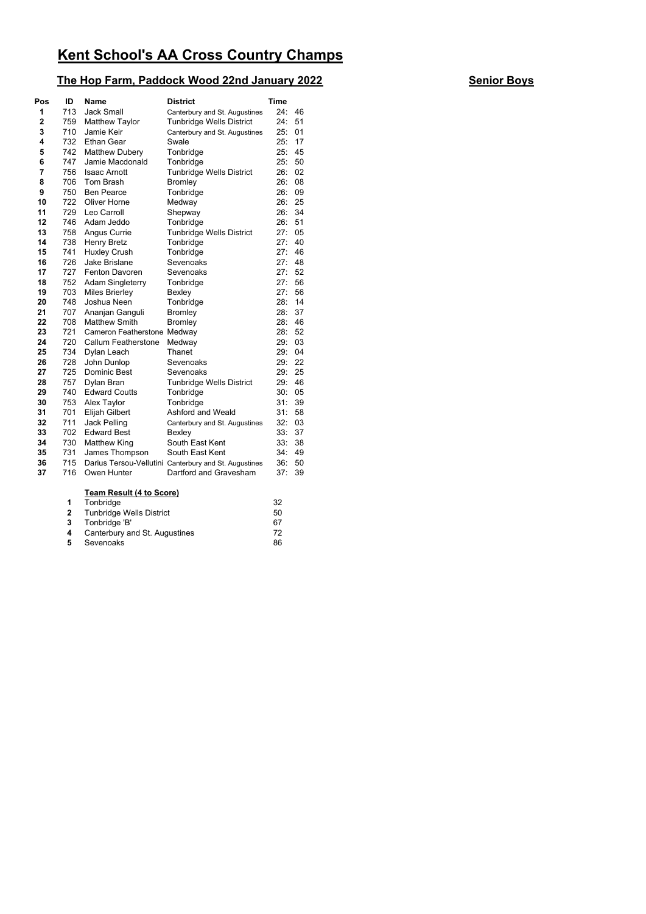# Kent School's AA Cross Country Champs

## The Hop Farm, Paddock Wood 22nd January 2022

**Senior Boys**

| Pos | ID | Name | District | Time |
|---|---|---|---|---|
| 1 | 713 | Jack Small | Canterbury and St. Augustines | 24: 46 |
| 2 | 759 | Matthew Taylor | Tunbridge Wells District | 24: 51 |
| 3 | 710 | Jamie Keir | Canterbury and St. Augustines | 25: 01 |
| 4 | 732 | Ethan Gear | Swale | 25: 17 |
| 5 | 742 | Matthew Dubery | Tonbridge | 25: 45 |
| 6 | 747 | Jamie Macdonald | Tonbridge | 25: 50 |
| 7 | 756 | Isaac Arnott | Tunbridge Wells District | 26: 02 |
| 8 | 706 | Tom Brash | Bromley | 26: 08 |
| 9 | 750 | Ben Pearce | Tonbridge | 26: 09 |
| 10 | 722 | Oliver Horne | Medway | 26: 25 |
| 11 | 729 | Leo Carroll | Shepway | 26: 34 |
| 12 | 746 | Adam Jeddo | Tonbridge | 26: 51 |
| 13 | 758 | Angus Currie | Tunbridge Wells District | 27: 05 |
| 14 | 738 | Henry Bretz | Tonbridge | 27: 40 |
| 15 | 741 | Huxley Crush | Tonbridge | 27: 46 |
| 16 | 726 | Jake Brislane | Sevenoaks | 27: 48 |
| 17 | 727 | Fenton Davoren | Sevenoaks | 27: 52 |
| 18 | 752 | Adam Singleterry | Tonbridge | 27: 56 |
| 19 | 703 | Miles Brierley | Bexley | 27: 56 |
| 20 | 748 | Joshua Neen | Tonbridge | 28: 14 |
| 21 | 707 | Ananjan Ganguli | Bromley | 28: 37 |
| 22 | 708 | Matthew Smith | Bromley | 28: 46 |
| 23 | 721 | Cameron Featherstone | Medway | 28: 52 |
| 24 | 720 | Callum Featherstone | Medway | 29: 03 |
| 25 | 734 | Dylan Leach | Thanet | 29: 04 |
| 26 | 728 | John Dunlop | Sevenoaks | 29: 22 |
| 27 | 725 | Dominic Best | Sevenoaks | 29: 25 |
| 28 | 757 | Dylan Bran | Tunbridge Wells District | 29: 46 |
| 29 | 740 | Edward Coutts | Tonbridge | 30: 05 |
| 30 | 753 | Alex Taylor | Tonbridge | 31: 39 |
| 31 | 701 | Elijah Gilbert | Ashford and Weald | 31: 58 |
| 32 | 711 | Jack Pelling | Canterbury and St. Augustines | 32: 03 |
| 33 | 702 | Edward Best | Bexley | 33: 37 |
| 34 | 730 | Matthew King | South East Kent | 33: 38 |
| 35 | 731 | James Thompson | South East Kent | 34: 49 |
| 36 | 715 | Darius Tersou-Vellutini | Canterbury and St. Augustines | 36: 50 |
| 37 | 716 | Owen Hunter | Dartford and Gravesham | 37: 39 |

**Team Result (4 to Score)**

| | | |
|---|---|---|
| 1 | Tonbridge | 32 |
| 2 | Tunbridge Wells District | 50 |
| 3 | Tonbridge 'B' | 67 |
| 4 | Canterbury and St. Augustines | 72 |
| 5 | Sevenoaks | 86 |